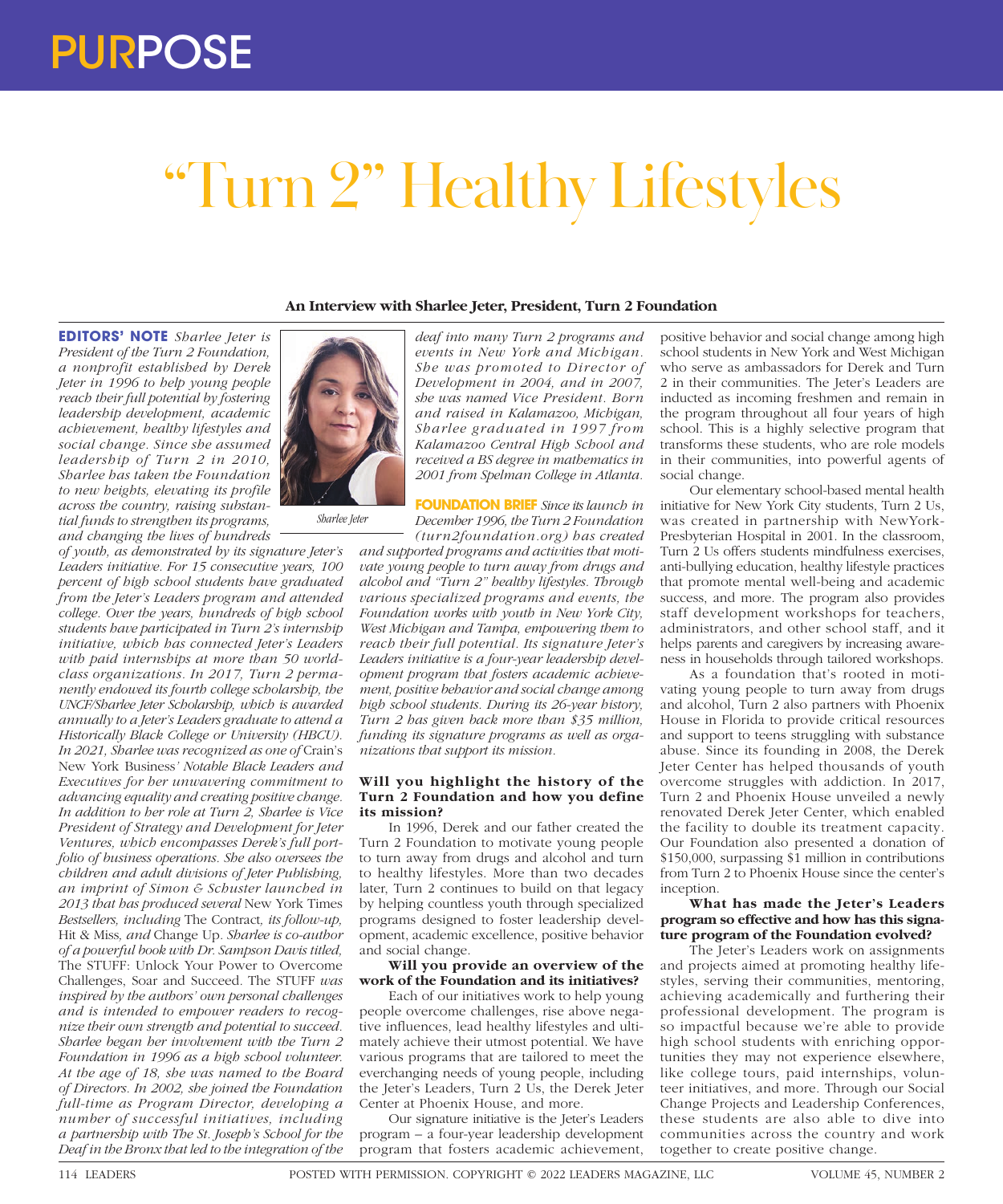# "Turn 2" Healthy Lifestyles

**An Interview with Sharlee Jeter, President, Turn 2 Foundation**

**EDITORS' NOTE** *Sharlee Jeter is President of the Turn 2 Foundation, a nonprofit established by Derek Jeter in 1996 to help young people reach their full potential by fostering leadership development, academic achievement, healthy lifestyles and social change. Since she assumed leadership of Turn 2 in 2010, Sharlee has taken the Foundation to new heights, elevating its profile across the country, raising substantial funds to strengthen its programs, and changing the lives of hundreds of youth, as demonstrated by its signature Jeter's Leaders initiative. For 15 consecutive years, 100 percent of high school students have graduated from the Jeter's Leaders program and attended college. Over the years, hundreds of high school students have participated in Turn 2's internship initiative, which has connected Jeter's Leaders with paid internships at more than 50 world-class organizations. In 2017, Turn 2 permanently endowed its fourth college scholarship, the UNCF/Sharlee Jeter Scholarship, which is awarded annually to a Jeter's Leaders graduate to attend a Historically Black College or University (HBCU). In 2021, Sharlee was recognized as one of* Crain's New York Business' *Notable Black Leaders and Executives for her unwavering commitment to advancing equality and creating positive change. In addition to her role at Turn 2, Sharlee is Vice President of Strategy and Development for Jeter Ventures, which encompasses Derek's full portfolio of business operations. She also oversees the children and adult divisions of Jeter Publishing, an imprint of Simon & Schuster launched in 2013 that has produced several* New York Times *Bestsellers, including* The Contract, *its follow-up,* Hit & Miss, *and* Change Up. *Sharlee is co-author of a powerful book with Dr. Sampson Davis titled,* The STUFF: Unlock Your Power to Overcome Challenges, Soar and Succeed. The STUFF *was inspired by the authors' own personal challenges and is intended to empower readers to recognize their own strength and potential to succeed. Sharlee began her involvement with the Turn 2 Foundation in 1996 as a high school volunteer. At the age of 18, she was named to the Board of Directors. In 2002, she joined the Foundation full-time as Program Director, developing a number of successful initiatives, including a partnership with The St. Joseph's School for the Deaf in the Bronx that led to the integration of the deaf into many Turn 2 programs and events in New York and Michigan. She was promoted to Director of Development in 2004, and in 2007, she was named Vice President. Born and raised in Kalamazoo, Michigan, Sharlee graduated in 1997 from Kalamazoo Central High School and received a BS degree in mathematics in 2001 from Spelman College in Atlanta.*

*Sharlee Jeter*

**FOUNDATION BRIEF** *Since its launch in December 1996, the Turn 2 Foundation (turn2foundation.org) has created and supported programs and activities that motivate young people to turn away from drugs and alcohol and "Turn 2" healthy lifestyles. Through various specialized programs and events, the Foundation works with youth in New York City, West Michigan and Tampa, empowering them to reach their full potential. Its signature Jeter's Leaders initiative is a four-year leadership development program that fosters academic achievement, positive behavior and social change among high school students. During its 26-year history, Turn 2 has given back more than $35 million, funding its signature programs as well as organizations that support its mission.*

**Will you highlight the history of the Turn 2 Foundation and how you define its mission?**

In 1996, Derek and our father created the Turn 2 Foundation to motivate young people to turn away from drugs and alcohol and turn to healthy lifestyles. More than two decades later, Turn 2 continues to build on that legacy by helping countless youth through specialized programs designed to foster leadership development, academic excellence, positive behavior and social change.

**Will you provide an overview of the work of the Foundation and its initiatives?**

Each of our initiatives work to help young people overcome challenges, rise above negative influences, lead healthy lifestyles and ultimately achieve their utmost potential. We have various programs that are tailored to meet the everchanging needs of young people, including the Jeter's Leaders, Turn 2 Us, the Derek Jeter Center at Phoenix House, and more.

Our signature initiative is the Jeter's Leaders program – a four-year leadership development program that fosters academic achievement, positive behavior and social change among high school students in New York and West Michigan who serve as ambassadors for Derek and Turn 2 in their communities. The Jeter's Leaders are inducted as incoming freshmen and remain in the program throughout all four years of high school. This is a highly selective program that transforms these students, who are role models in their communities, into powerful agents of social change.

Our elementary school-based mental health initiative for New York City students, Turn 2 Us, was created in partnership with NewYork-Presbyterian Hospital in 2001. In the classroom, Turn 2 Us offers students mindfulness exercises, anti-bullying education, healthy lifestyle practices that promote mental well-being and academic success, and more. The program also provides staff development workshops for teachers, administrators, and other school staff, and it helps parents and caregivers by increasing awareness in households through tailored workshops.

As a foundation that's rooted in motivating young people to turn away from drugs and alcohol, Turn 2 also partners with Phoenix House in Florida to provide critical resources and support to teens struggling with substance abuse. Since its founding in 2008, the Derek Jeter Center has helped thousands of youth overcome struggles with addiction. In 2017, Turn 2 and Phoenix House unveiled a newly renovated Derek Jeter Center, which enabled the facility to double its treatment capacity. Our Foundation also presented a donation of $150,000, surpassing $1 million in contributions from Turn 2 to Phoenix House since the center's inception.

**What has made the Jeter's Leaders program so effective and how has this signature program of the Foundation evolved?**

The Jeter's Leaders work on assignments and projects aimed at promoting healthy lifestyles, serving their communities, mentoring, achieving academically and furthering their professional development. The program is so impactful because we're able to provide high school students with enriching opportunities they may not experience elsewhere, like college tours, paid internships, volunteer initiatives, and more. Through our Social Change Projects and Leadership Conferences, these students are also able to dive into communities across the country and work together to create positive change.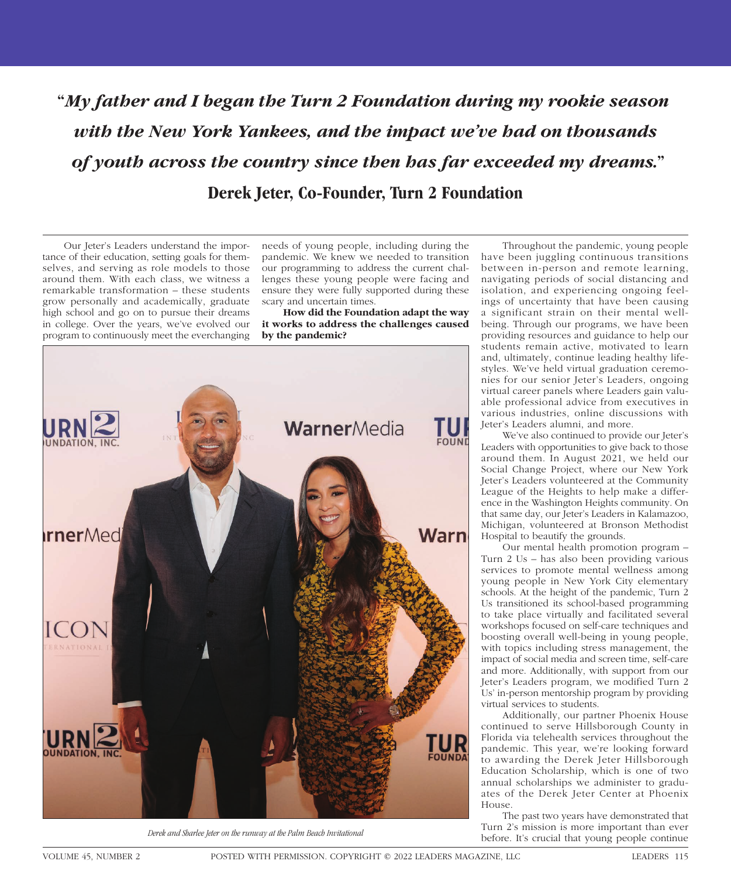"*My father and I began the Turn 2 Foundation during my rookie season with the New York Yankees, and the impact we've had on thousands of youth across the country since then has far exceeded my dreams.*"

**Derek Jeter, Co-Founder, Turn 2 Foundation**

Our Jeter's Leaders understand the importance of their education, setting goals for themselves, and serving as role models to those around them. With each class, we witness a remarkable transformation – these students grow personally and academically, graduate high school and go on to pursue their dreams in college. Over the years, we've evolved our program to continuously meet the everchanging needs of young people, including during the pandemic. We knew we needed to transition our programming to address the current challenges these young people were facing and ensure they were fully supported during these scary and uncertain times.

**How did the Foundation adapt the way it works to address the challenges caused by the pandemic?**

*Derek and Sharlee Jeter on the runway at the Palm Beach Invitational*

Throughout the pandemic, young people have been juggling continuous transitions between in-person and remote learning, navigating periods of social distancing and isolation, and experiencing ongoing feelings of uncertainty that have been causing a significant strain on their mental well-being. Through our programs, we have been providing resources and guidance to help our students remain active, motivated to learn and, ultimately, continue leading healthy lifestyles. We've held virtual graduation ceremonies for our senior Jeter's Leaders, ongoing virtual career panels where Leaders gain valuable professional advice from executives in various industries, online discussions with Jeter's Leaders alumni, and more.

We've also continued to provide our Jeter's Leaders with opportunities to give back to those around them. In August 2021, we held our Social Change Project, where our New York Jeter's Leaders volunteered at the Community League of the Heights to help make a difference in the Washington Heights community. On that same day, our Jeter's Leaders in Kalamazoo, Michigan, volunteered at Bronson Methodist Hospital to beautify the grounds.

Our mental health promotion program – Turn 2 Us – has also been providing various services to promote mental wellness among young people in New York City elementary schools. At the height of the pandemic, Turn 2 Us transitioned its school-based programming to take place virtually and facilitated several workshops focused on self-care techniques and boosting overall well-being in young people, with topics including stress management, the impact of social media and screen time, self-care and more. Additionally, with support from our Jeter's Leaders program, we modified Turn 2 Us' in-person mentorship program by providing virtual services to students.

Additionally, our partner Phoenix House continued to serve Hillsborough County in Florida via telehealth services throughout the pandemic. This year, we're looking forward to awarding the Derek Jeter Hillsborough Education Scholarship, which is one of two annual scholarships we administer to graduates of the Derek Jeter Center at Phoenix House.

The past two years have demonstrated that Turn 2's mission is more important than ever before. It's crucial that young people continue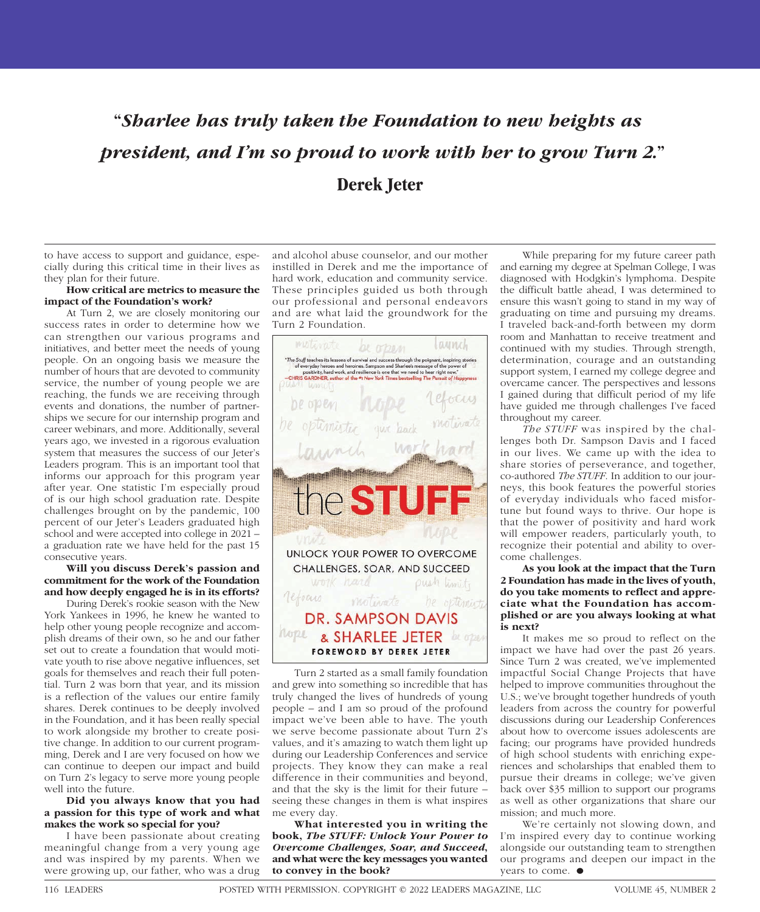*"Sharlee has truly taken the Foundation to new heights as president, and I'm so proud to work with her to grow Turn 2."*

**Derek Jeter**

to have access to support and guidance, especially during this critical time in their lives as they plan for their future.

**How critical are metrics to measure the impact of the Foundation's work?**

At Turn 2, we are closely monitoring our success rates in order to determine how we can strengthen our various programs and initiatives, and better meet the needs of young people. On an ongoing basis we measure the number of hours that are devoted to community service, the number of young people we are reaching, the funds we are receiving through events and donations, the number of partnerships we secure for our internship program and career webinars, and more. Additionally, several years ago, we invested in a rigorous evaluation system that measures the success of our Jeter's Leaders program. This is an important tool that informs our approach for this program year after year. One statistic I'm especially proud of is our high school graduation rate. Despite challenges brought on by the pandemic, 100 percent of our Jeter's Leaders graduated high school and were accepted into college in 2021 – a graduation rate we have held for the past 15 consecutive years.

**Will you discuss Derek's passion and commitment for the work of the Foundation and how deeply engaged he is in its efforts?**

During Derek's rookie season with the New York Yankees in 1996, he knew he wanted to help other young people recognize and accomplish dreams of their own, so he and our father set out to create a foundation that would motivate youth to rise above negative influences, set goals for themselves and reach their full potential. Turn 2 was born that year, and its mission is a reflection of the values our entire family shares. Derek continues to be deeply involved in the Foundation, and it has been really special to work alongside my brother to create positive change. In addition to our current programming, Derek and I are very focused on how we can continue to deepen our impact and build on Turn 2's legacy to serve more young people well into the future.

**Did you always know that you had a passion for this type of work and what makes the work so special for you?**

I have been passionate about creating meaningful change from a very young age and was inspired by my parents. When we were growing up, our father, who was a drug and alcohol abuse counselor, and our mother instilled in Derek and me the importance of hard work, education and community service. These principles guided us both through our professional and personal endeavors and are what laid the groundwork for the Turn 2 Foundation.

"The Stuff teaches its lessons of survival and success through the poignant, inspiring stories of everyday heroes and heroines. Sampson and Sharlee's message of the power of positivity, hard work, and resilience is one that we need to hear right now." —CHRIS GARDNER, author of the #1 New York Times bestselling The Pursuit of Happyness

the STUFF

UNLOCK YOUR POWER TO OVERCOME CHALLENGES, SOAR, AND SUCCEED

DR. SAMPSON DAVIS & SHARLEE JETER

FOREWORD BY DEREK JETER

Turn 2 started as a small family foundation and grew into something so incredible that has truly changed the lives of hundreds of young people – and I am so proud of the profound impact we've been able to have. The youth we serve become passionate about Turn 2's values, and it's amazing to watch them light up during our Leadership Conferences and service projects. They know they can make a real difference in their communities and beyond, and that the sky is the limit for their future – seeing these changes in them is what inspires me every day.

**What interested you in writing the book, *The STUFF: Unlock Your Power to Overcome Challenges, Soar, and Succeed*, and what were the key messages you wanted to convey in the book?**

While preparing for my future career path and earning my degree at Spelman College, I was diagnosed with Hodgkin's lymphoma. Despite the difficult battle ahead, I was determined to ensure this wasn't going to stand in my way of graduating on time and pursuing my dreams. I traveled back-and-forth between my dorm room and Manhattan to receive treatment and continued with my studies. Through strength, determination, courage and an outstanding support system, I earned my college degree and overcame cancer. The perspectives and lessons I gained during that difficult period of my life have guided me through challenges I've faced throughout my career.

*The STUFF* was inspired by the challenges both Dr. Sampson Davis and I faced in our lives. We came up with the idea to share stories of perseverance, and together, co-authored *The STUFF*. In addition to our journeys, this book features the powerful stories of everyday individuals who faced misfortune but found ways to thrive. Our hope is that the power of positivity and hard work will empower readers, particularly youth, to recognize their potential and ability to overcome challenges.

**As you look at the impact that the Turn 2 Foundation has made in the lives of youth, do you take moments to reflect and appreciate what the Foundation has accomplished or are you always looking at what is next?**

It makes me so proud to reflect on the impact we have had over the past 26 years. Since Turn 2 was created, we've implemented impactful Social Change Projects that have helped to improve communities throughout the U.S.; we've brought together hundreds of youth leaders from across the country for powerful discussions during our Leadership Conferences about how to overcome issues adolescents are facing; our programs have provided hundreds of high school students with enriching experiences and scholarships that enabled them to pursue their dreams in college; we've given back over $35 million to support our programs as well as other organizations that share our mission; and much more.

We're certainly not slowing down, and I'm inspired every day to continue working alongside our outstanding team to strengthen our programs and deepen our impact in the years to come. ●

POSTED WITH PERMISSION. COPYRIGHT © 2022 LEADERS MAGAZINE, LLC